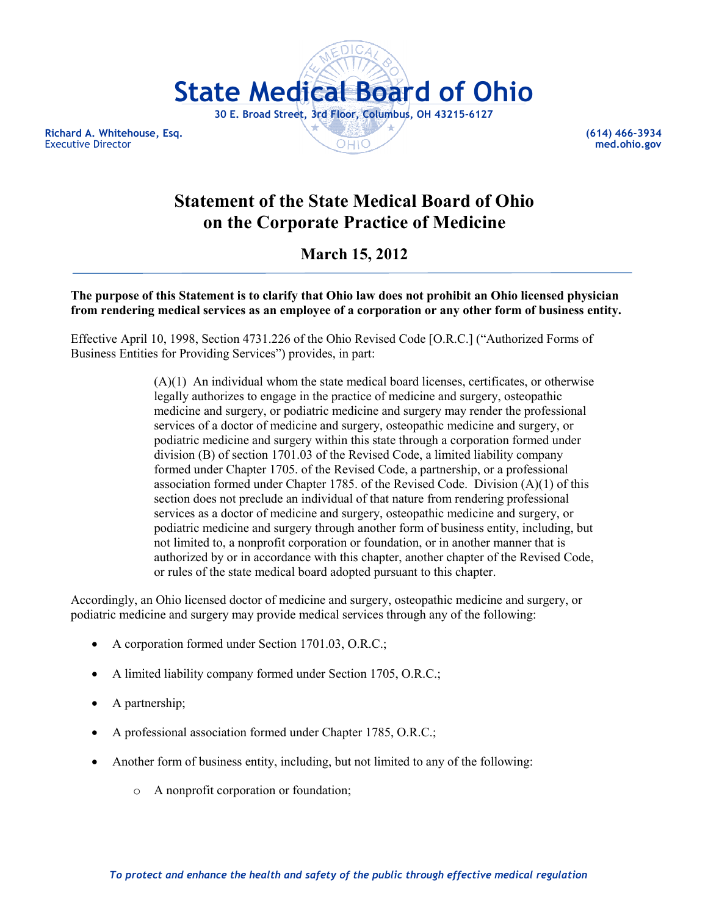# State Medical Board of Ohio

**30 E. Broad Street, 3rd Floor, Columbus, OH 43215-6127**

**Richard A. Whitehouse, Esq.**
Executive Director

**(614) 466-3934**
**med.ohio.gov**

## Statement of the State Medical Board of Ohio on the Corporate Practice of Medicine

### March 15, 2012

**The purpose of this Statement is to clarify that Ohio law does not prohibit an Ohio licensed physician from rendering medical services as an employee of a corporation or any other form of business entity.**

Effective April 10, 1998, Section 4731.226 of the Ohio Revised Code [O.R.C.] ("Authorized Forms of Business Entities for Providing Services") provides, in part:

> (A)(1) An individual whom the state medical board licenses, certificates, or otherwise legally authorizes to engage in the practice of medicine and surgery, osteopathic medicine and surgery, or podiatric medicine and surgery may render the professional services of a doctor of medicine and surgery, osteopathic medicine and surgery, or podiatric medicine and surgery within this state through a corporation formed under division (B) of section 1701.03 of the Revised Code, a limited liability company formed under Chapter 1705. of the Revised Code, a partnership, or a professional association formed under Chapter 1785. of the Revised Code. Division (A)(1) of this section does not preclude an individual of that nature from rendering professional services as a doctor of medicine and surgery, osteopathic medicine and surgery, or podiatric medicine and surgery through another form of business entity, including, but not limited to, a nonprofit corporation or foundation, or in another manner that is authorized by or in accordance with this chapter, another chapter of the Revised Code, or rules of the state medical board adopted pursuant to this chapter.

Accordingly, an Ohio licensed doctor of medicine and surgery, osteopathic medicine and surgery, or podiatric medicine and surgery may provide medical services through any of the following:

- A corporation formed under Section 1701.03, O.R.C.;
- A limited liability company formed under Section 1705, O.R.C.;
- A partnership;
- A professional association formed under Chapter 1785, O.R.C.;
- Another form of business entity, including, but not limited to any of the following:
  - A nonprofit corporation or foundation;

*To protect and enhance the health and safety of the public through effective medical regulation*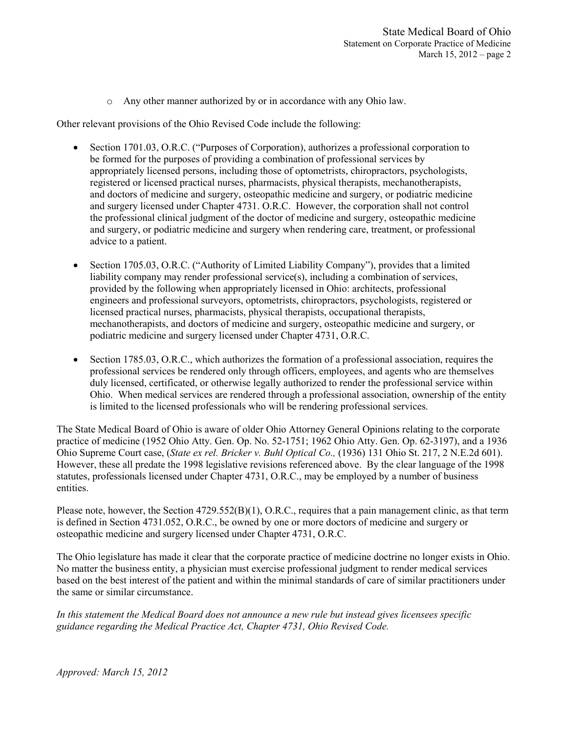- Any other manner authorized by or in accordance with any Ohio law.

Other relevant provisions of the Ohio Revised Code include the following:

- Section 1701.03, O.R.C. ("Purposes of Corporation), authorizes a professional corporation to be formed for the purposes of providing a combination of professional services by appropriately licensed persons, including those of optometrists, chiropractors, psychologists, registered or licensed practical nurses, pharmacists, physical therapists, mechanotherapists, and doctors of medicine and surgery, osteopathic medicine and surgery, or podiatric medicine and surgery licensed under Chapter 4731. O.R.C. However, the corporation shall not control the professional clinical judgment of the doctor of medicine and surgery, osteopathic medicine and surgery, or podiatric medicine and surgery when rendering care, treatment, or professional advice to a patient.

- Section 1705.03, O.R.C. ("Authority of Limited Liability Company"), provides that a limited liability company may render professional service(s), including a combination of services, provided by the following when appropriately licensed in Ohio: architects, professional engineers and professional surveyors, optometrists, chiropractors, psychologists, registered or licensed practical nurses, pharmacists, physical therapists, occupational therapists, mechanotherapists, and doctors of medicine and surgery, osteopathic medicine and surgery, or podiatric medicine and surgery licensed under Chapter 4731, O.R.C.

- Section 1785.03, O.R.C., which authorizes the formation of a professional association, requires the professional services be rendered only through officers, employees, and agents who are themselves duly licensed, certificated, or otherwise legally authorized to render the professional service within Ohio. When medical services are rendered through a professional association, ownership of the entity is limited to the licensed professionals who will be rendering professional services.

The State Medical Board of Ohio is aware of older Ohio Attorney General Opinions relating to the corporate practice of medicine (1952 Ohio Atty. Gen. Op. No. 52-1751; 1962 Ohio Atty. Gen. Op. 62-3197), and a 1936 Ohio Supreme Court case, (*State ex rel. Bricker v. Buhl Optical Co.,* (1936) 131 Ohio St. 217, 2 N.E.2d 601). However, these all predate the 1998 legislative revisions referenced above. By the clear language of the 1998 statutes, professionals licensed under Chapter 4731, O.R.C., may be employed by a number of business entities.

Please note, however, the Section 4729.552(B)(1), O.R.C., requires that a pain management clinic, as that term is defined in Section 4731.052, O.R.C., be owned by one or more doctors of medicine and surgery or osteopathic medicine and surgery licensed under Chapter 4731, O.R.C.

The Ohio legislature has made it clear that the corporate practice of medicine doctrine no longer exists in Ohio. No matter the business entity, a physician must exercise professional judgment to render medical services based on the best interest of the patient and within the minimal standards of care of similar practitioners under the same or similar circumstance.

*In this statement the Medical Board does not announce a new rule but instead gives licensees specific guidance regarding the Medical Practice Act, Chapter 4731, Ohio Revised Code.*

*Approved: March 15, 2012*